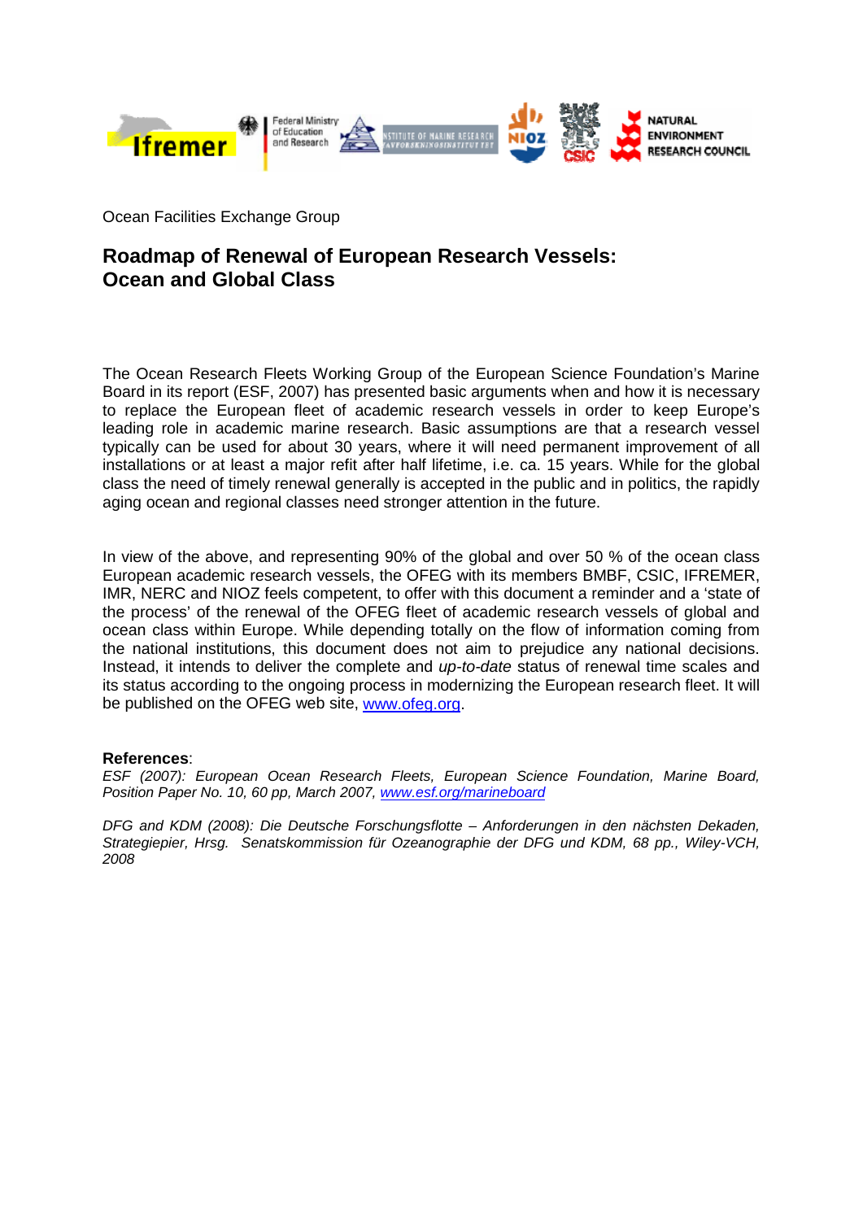Ocean Facilities Exchange Group

# Roadmap of Renewal of European Research Vessels: Ocean and Global Class

The Ocean Research Fleets Working Group of the European Science Foundation's Marine Board in its report (ESF, 2007) has presented basic arguments when and how it is necessary to replace the European fleet of academic research vessels in order to keep Europe's leading role in academic marine research. Basic assumptions are that a research vessel typically can be used for about 30 years, where it will need permanent improvement of all installations or at least a major refit after half lifetime, i.e. ca. 15 years. While for the global class the need of timely renewal generally is accepted in the public and in politics, the rapidly aging ocean and regional classes need stronger attention in the future.

In view of the above, and representing 90% of the global and over 50 % of the ocean class European academic research vessels, the OFEG with its members BMBF, CSIC, IFREMER, IMR, NERC and NIOZ feels competent, to offer with this document a reminder and a 'state of the process' of the renewal of the OFEG fleet of academic research vessels of global and ocean class within Europe. While depending totally on the flow of information coming from the national institutions, this document does not aim to prejudice any national decisions. Instead, it intends to deliver the complete and *up-to-date* status of renewal time scales and its status according to the ongoing process in modernizing the European research fleet. It will be published on the OFEG web site, [www.ofeg.org](www.ofeg.org).

**References**:

*ESF (2007): European Ocean Research Fleets, European Science Foundation, Marine Board, Position Paper No. 10, 60 pp, March 2007, [www.esf.org/marineboard](www.esf.org/marineboard)*

*DFG and KDM (2008): Die Deutsche Forschungsflotte – Anforderungen in den nächsten Dekaden, Strategiepier, Hrsg. Senatskommission für Ozeanographie der DFG und KDM, 68 pp., Wiley-VCH, 2008*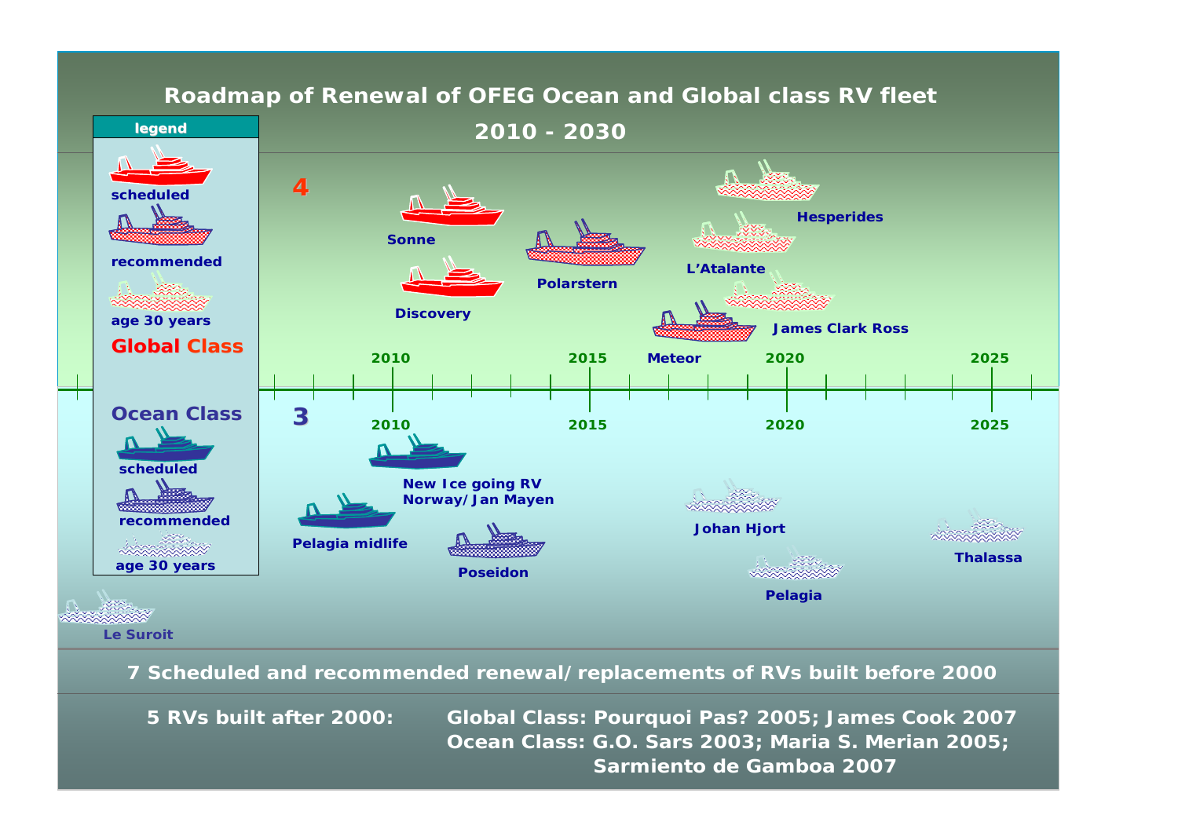# Roadmap of Renewal of OFEG Ocean and Global class RV fleet

## 2010 - 2030

**legend**

- scheduled
- recommended
- age 30 years

**Global Class**

**Ocean Class**

- scheduled
- recommended
- age 30 years

**4**

Sonne

Discovery

Polarstern

Hesperides

L'Atalante

James Clark Ross

Meteor

2010 2015 2020 2025

**3**

2010 2015 2020 2025

New Ice going RV Norway/Jan Mayen

Pelagia midlife

Poseidon

Johan Hjort

Thalassa

Pelagia

Le Suroit

**7 Scheduled and recommended renewal/replacements of RVs built before 2000**

**5 RVs built after 2000:** **Global Class: Pourquoi Pas? 2005; James Cook 2007**
**Ocean Class: G.O. Sars 2003; Maria S. Merian 2005; Sarmiento de Gamboa 2007**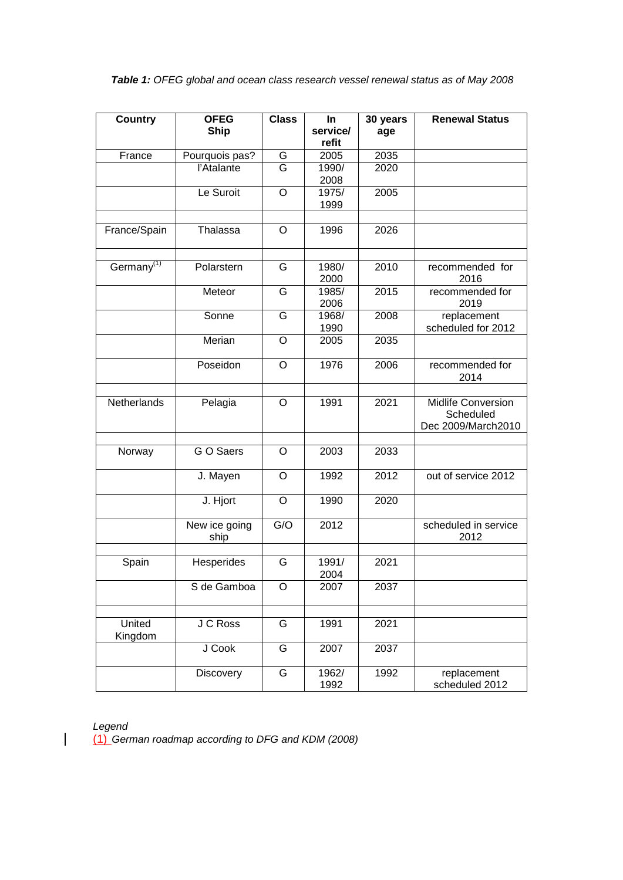***Table 1:*** *OFEG global and ocean class research vessel renewal status as of May 2008*

| Country | OFEG Ship | Class | In service/ refit | 30 years age | Renewal Status |
|---|---|---|---|---|---|
| France | Pourquois pas? | G | 2005 | 2035 | |
| | l'Atalante | G | 1990/ 2008 | 2020 | |
| | Le Suroit | O | 1975/ 1999 | 2005 | |
| | | | | | |
| France/Spain | Thalassa | O | 1996 | 2026 | |
| | | | | | |
| Germany[(1)] | Polarstern | G | 1980/ 2000 | 2010 | recommended for 2016 |
| | Meteor | G | 1985/ 2006 | 2015 | recommended for 2019 |
| | Sonne | G | 1968/ 1990 | 2008 | replacement scheduled for 2012 |
| | Merian | O | 2005 | 2035 | |
| | Poseidon | O | 1976 | 2006 | recommended for 2014 |
| | | | | | |
| Netherlands | Pelagia | O | 1991 | 2021 | Midlife Conversion Scheduled Dec 2009/March2010 |
| | | | | | |
| Norway | G O Saers | O | 2003 | 2033 | |
| | J. Mayen | O | 1992 | 2012 | out of service 2012 |
| | J. Hjort | O | 1990 | 2020 | |
| | New ice going ship | G/O | 2012 | | scheduled in service 2012 |
| | | | | | |
| Spain | Hesperides | G | 1991/ 2004 | 2021 | |
| | S de Gamboa | O | 2007 | 2037 | |
| | | | | | |
| United Kingdom | J C Ross | G | 1991 | 2021 | |
| | J Cook | G | 2007 | 2037 | |
| | Discovery | G | 1962/ 1992 | 1992 | replacement scheduled 2012 |

*Legend*

(1) *German roadmap according to DFG and KDM (2008)*